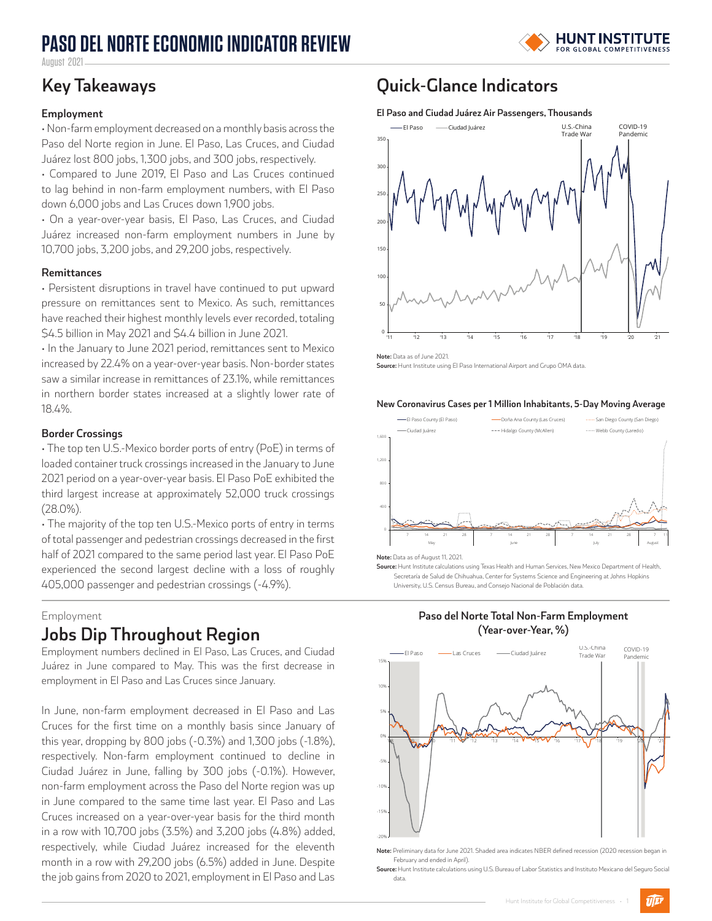# PASO DEL NORTE ECONOMIC INDICATOR REVIEW

August 2021

## Key Takeaways

### Employment

• Non-farm employment decreased on a monthly basis across the Paso del Norte region in June. El Paso, Las Cruces, and Ciudad Juárez lost 800 jobs, 1,300 jobs, and 300 jobs, respectively.

• Compared to June 2019, El Paso and Las Cruces continued to lag behind in non-farm employment numbers, with El Paso down 6,000 jobs and Las Cruces down 1,900 jobs.

• On a year-over-year basis, El Paso, Las Cruces, and Ciudad Juárez increased non-farm employment numbers in June by 10,700 jobs, 3,200 jobs, and 29,200 jobs, respectively.

### Remittances

• Persistent disruptions in travel have continued to put upward pressure on remittances sent to Mexico. As such, remittances have reached their highest monthly levels ever recorded, totaling $4.5 billion in May 2021 and $4.4 billion in June 2021.

• In the January to June 2021 period, remittances sent to Mexico increased by 22.4% on a year-over-year basis. Non-border states saw a similar increase in remittances of 23.1%, while remittances in northern border states increased at a slightly lower rate of 18.4%.

### Border Crossings

• The top ten U.S.-Mexico border ports of entry (PoE) in terms of loaded container truck crossings increased in the January to June 2021 period on a year-over-year basis. El Paso PoE exhibited the third largest increase at approximately 52,000 truck crossings (28.0%).

• The majority of the top ten U.S.-Mexico ports of entry in terms of total passenger and pedestrian crossings decreased in the first half of 2021 compared to the same period last year. El Paso PoE experienced the second largest decline with a loss of roughly 405,000 passenger and pedestrian crossings (-4.9%).

## Quick-Glance Indicators

**El Paso and Ciudad Juárez Air Passengers, Thousands**

**Note:** Data as of June 2021.
**Source:** Hunt Institute using El Paso International Airport and Grupo OMA data.

**New Coronavirus Cases per 1 Million Inhabitants, 5-Day Moving Average**

**Note:** Data as of August 11, 2021.
**Source:** Hunt Institute calculations using Texas Health and Human Services, New Mexico Department of Health, Secretaría de Salud de Chihuahua, Center for Systems Science and Engineering at Johns Hopkins University, U.S. Census Bureau, and Consejo Nacional de Población data.

Employment

## Jobs Dip Throughout Region

Employment numbers declined in El Paso, Las Cruces, and Ciudad Juárez in June compared to May. This was the first decrease in employment in El Paso and Las Cruces since January.

In June, non-farm employment decreased in El Paso and Las Cruces for the first time on a monthly basis since January of this year, dropping by 800 jobs (-0.3%) and 1,300 jobs (-1.8%), respectively. Non-farm employment continued to decline in Ciudad Juárez in June, falling by 300 jobs (-0.1%). However, non-farm employment across the Paso del Norte region was up in June compared to the same time last year. El Paso and Las Cruces increased on a year-over-year basis for the third month in a row with 10,700 jobs (3.5%) and 3,200 jobs (4.8%) added, respectively, while Ciudad Juárez increased for the eleventh month in a row with 29,200 jobs (6.5%) added in June. Despite the job gains from 2020 to 2021, employment in El Paso and Las

**Paso del Norte Total Non-Farm Employment (Year-over-Year, %)**

**Note:** Preliminary data for June 2021. Shaded area indicates NBER defined recession (2020 recession began in February and ended in April).
**Source:** Hunt Institute calculations using U.S. Bureau of Labor Statistics and Instituto Mexicano del Seguro Social data.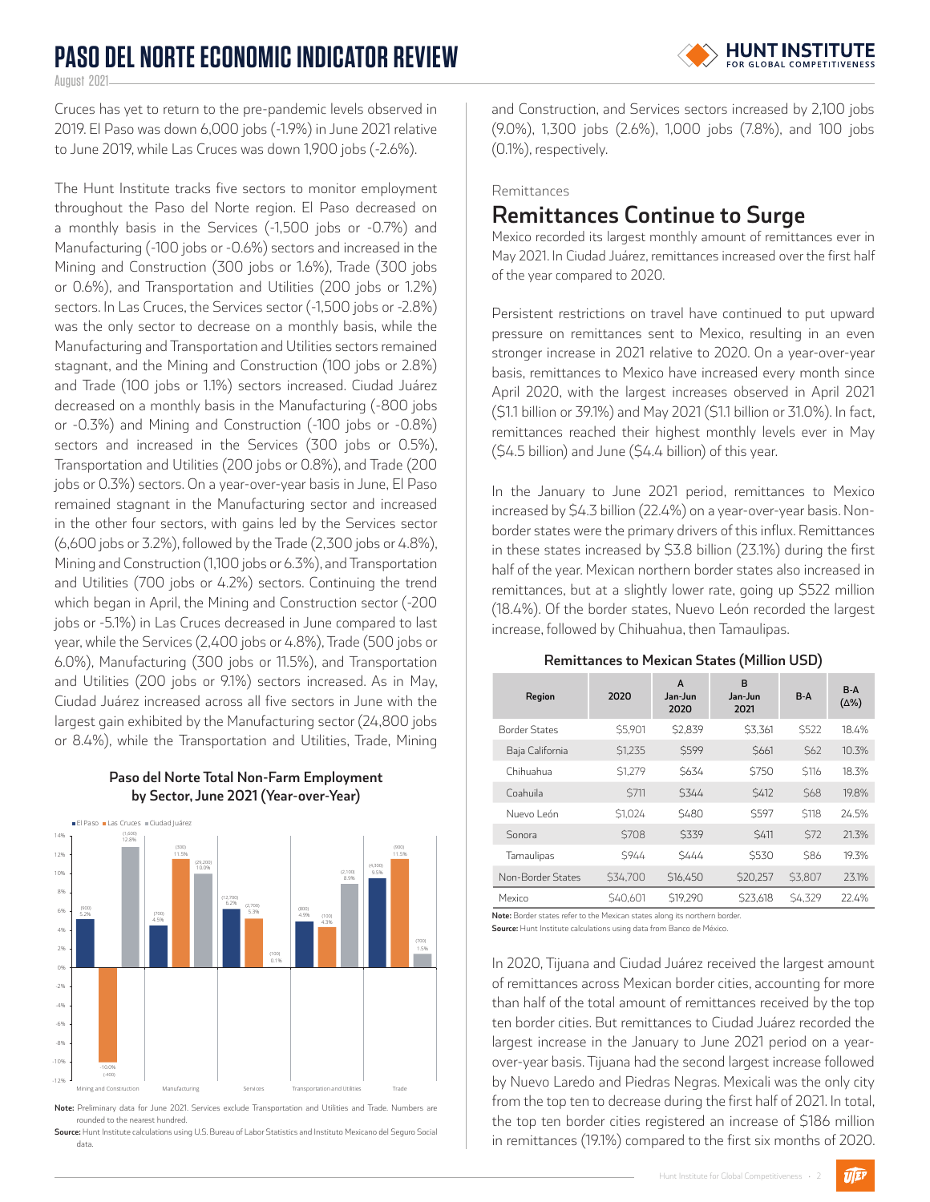Cruces has yet to return to the pre-pandemic levels observed in 2019. El Paso was down 6,000 jobs (-1.9%) in June 2021 relative to June 2019, while Las Cruces was down 1,900 jobs (-2.6%).

The Hunt Institute tracks five sectors to monitor employment throughout the Paso del Norte region. El Paso decreased on a monthly basis in the Services (-1,500 jobs or -0.7%) and Manufacturing (-100 jobs or -0.6%) sectors and increased in the Mining and Construction (300 jobs or 1.6%), Trade (300 jobs or 0.6%), and Transportation and Utilities (200 jobs or 1.2%) sectors. In Las Cruces, the Services sector (-1,500 jobs or -2.8%) was the only sector to decrease on a monthly basis, while the Manufacturing and Transportation and Utilities sectors remained stagnant, and the Mining and Construction (100 jobs or 2.8%) and Trade (100 jobs or 1.1%) sectors increased. Ciudad Juárez decreased on a monthly basis in the Manufacturing (-800 jobs or -0.3%) and Mining and Construction (-100 jobs or -0.8%) sectors and increased in the Services (300 jobs or 0.5%), Transportation and Utilities (200 jobs or 0.8%), and Trade (200 jobs or 0.3%) sectors. On a year-over-year basis in June, El Paso remained stagnant in the Manufacturing sector and increased in the other four sectors, with gains led by the Services sector (6,600 jobs or 3.2%), followed by the Trade (2,300 jobs or 4.8%), Mining and Construction (1,100 jobs or 6.3%), and Transportation and Utilities (700 jobs or 4.2%) sectors. Continuing the trend which began in April, the Mining and Construction sector (-200 jobs or -5.1%) in Las Cruces decreased in June compared to last year, while the Services (2,400 jobs or 4.8%), Trade (500 jobs or 6.0%), Manufacturing (300 jobs or 11.5%), and Transportation and Utilities (200 jobs or 9.1%) sectors increased. As in May, Ciudad Juárez increased across all five sectors in June with the largest gain exhibited by the Manufacturing sector (24,800 jobs or 8.4%), while the Transportation and Utilities, Trade, Mining and Construction, and Services sectors increased by 2,100 jobs (9.0%), 1,300 jobs (2.6%), 1,000 jobs (7.8%), and 100 jobs (0.1%), respectively.

**Paso del Norte Total Non-Farm Employment by Sector, June 2021 (Year-over-Year)**

| Sector | El Paso | Las Cruces | Ciudad Juárez |
|---|---|---|---|
| Mining and Construction | (900) 5.2% | -10.0% (-400) | (1,600) 12.8% |
| Manufacturing | (700) 4.5% | (300) 11.5% | (29,200) 10.0% |
| Services | (12,700) 6.2% | (2,700) 5.3% | (100) 0.1% |
| Transportation and Utilities | (800) 4.9% | (100) 4.3% | (2,100) 8.9% |
| Trade | (4,300) 9.5% | (900) 11.5% | (700) 1.5% |

**Note:** Preliminary data for June 2021. Services exclude Transportation and Utilities and Trade. Numbers are rounded to the nearest hundred.

**Source:** Hunt Institute calculations using U.S. Bureau of Labor Statistics and Instituto Mexicano del Seguro Social data.

Remittances

## Remittances Continue to Surge

Mexico recorded its largest monthly amount of remittances ever in May 2021. In Ciudad Juárez, remittances increased over the first half of the year compared to 2020.

Persistent restrictions on travel have continued to put upward pressure on remittances sent to Mexico, resulting in an even stronger increase in 2021 relative to 2020. On a year-over-year basis, remittances to Mexico have increased every month since April 2020, with the largest increases observed in April 2021 ($1.1 billion or 39.1%) and May 2021 ($1.1 billion or 31.0%). In fact, remittances reached their highest monthly levels ever in May ($4.5 billion) and June ($4.4 billion) of this year.

In the January to June 2021 period, remittances to Mexico increased by $4.3 billion (22.4%) on a year-over-year basis. Non-border states were the primary drivers of this influx. Remittances in these states increased by $3.8 billion (23.1%) during the first half of the year. Mexican northern border states also increased in remittances, but at a slightly lower rate, going up $522 million (18.4%). Of the border states, Nuevo León recorded the largest increase, followed by Chihuahua, then Tamaulipas.

**Remittances to Mexican States (Million USD)**

| Region | 2020 | A Jan-Jun 2020 | B Jan-Jun 2021 | B-A | B-A (Δ%) |
|---|---|---|---|---|---|
| Border States | $5,901 | $2,839 | $3,361 | $522 | 18.4% |
| Baja California | $1,235 | $599 | $661 | $62 | 10.3% |
| Chihuahua | $1,279 | $634 | $750 | $116 | 18.3% |
| Coahuila | $711 | $344 | $412 | $68 | 19.8% |
| Nuevo León | $1,024 | $480 | $597 | $118 | 24.5% |
| Sonora | $708 | $339 | $411 | $72 | 21.3% |
| Tamaulipas | $944 | $444 | $530 | $86 | 19.3% |
| Non-Border States | $34,700 | $16,450 | $20,257 | $3,807 | 23.1% |
| Mexico | $40,601 | $19,290 | $23,618 | $4,329 | 22.4% |

**Note:** Border states refer to the Mexican states along its northern border.

**Source:** Hunt Institute calculations using data from Banco de México.

In 2020, Tijuana and Ciudad Juárez received the largest amount of remittances across Mexican border cities, accounting for more than half of the total amount of remittances received by the top ten border cities. But remittances to Ciudad Juárez recorded the largest increase in the January to June 2021 period on a year-over-year basis. Tijuana had the second largest increase followed by Nuevo Laredo and Piedras Negras. Mexicali was the only city from the top ten to decrease during the first half of 2021. In total, the top ten border cities registered an increase of $186 million in remittances (19.1%) compared to the first six months of 2020.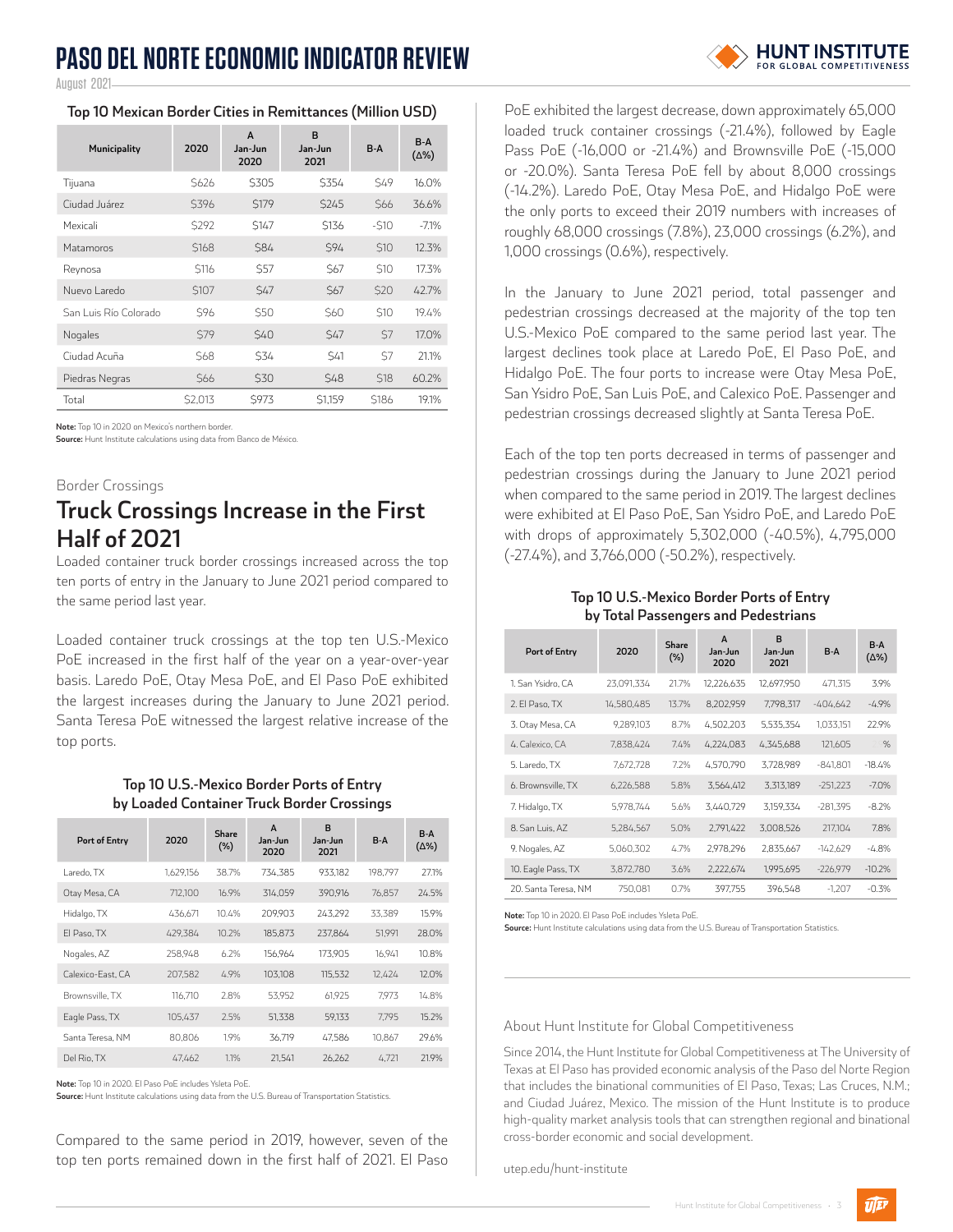# PASO DEL NORTE ECONOMIC INDICATOR REVIEW

August 2021

### Top 10 Mexican Border Cities in Remittances (Million USD)

| Municipality | 2020 | A Jan-Jun 2020 | B Jan-Jun 2021 | B-A | B-A (Δ%) |
|---|---|---|---|---|---|
| Tijuana | $626 | $305 | $354 | $49 | 16.0% |
| Ciudad Juárez | $396 | $179 | $245 | $66 | 36.6% |
| Mexicali | $292 | $147 | $136 | -$10 | -7.1% |
| Matamoros | $168 | $84 | $94 | $10 | 12.3% |
| Reynosa | $116 | $57 | $67 | $10 | 17.3% |
| Nuevo Laredo | $107 | $47 | $67 | $20 | 42.7% |
| San Luis Río Colorado | $96 | $50 | $60 | $10 | 19.4% |
| Nogales | $79 | $40 | $47 | $7 | 17.0% |
| Ciudad Acuña | $68 | $34 | $41 | $7 | 21.1% |
| Piedras Negras | $66 | $30 | $48 | $18 | 60.2% |
| Total | $2,013 | $973 | $1,159 | $186 | 19.1% |

**Note:** Top 10 in 2020 on Mexico's northern border.
**Source:** Hunt Institute calculations using data from Banco de México.

Border Crossings

## Truck Crossings Increase in the First Half of 2021

Loaded container truck border crossings increased across the top ten ports of entry in the January to June 2021 period compared to the same period last year.

Loaded container truck crossings at the top ten U.S.-Mexico PoE increased in the first half of the year on a year-over-year basis. Laredo PoE, Otay Mesa PoE, and El Paso PoE exhibited the largest increases during the January to June 2021 period. Santa Teresa PoE witnessed the largest relative increase of the top ports.

### Top 10 U.S.-Mexico Border Ports of Entry by Loaded Container Truck Border Crossings

| Port of Entry | 2020 | Share (%) | A Jan-Jun 2020 | B Jan-Jun 2021 | B-A | B-A (Δ%) |
|---|---|---|---|---|---|---|
| Laredo, TX | 1,629,156 | 38.7% | 734,385 | 933,182 | 198,797 | 27.1% |
| Otay Mesa, CA | 712,100 | 16.9% | 314,059 | 390,916 | 76,857 | 24.5% |
| Hidalgo, TX | 436,671 | 10.4% | 209,903 | 243,292 | 33,389 | 15.9% |
| El Paso, TX | 429,384 | 10.2% | 185,873 | 237,864 | 51,991 | 28.0% |
| Nogales, AZ | 258,948 | 6.2% | 156,964 | 173,905 | 16,941 | 10.8% |
| Calexico-East, CA | 207,582 | 4.9% | 103,108 | 115,532 | 12,424 | 12.0% |
| Brownsville, TX | 116,710 | 2.8% | 53,952 | 61,925 | 7,973 | 14.8% |
| Eagle Pass, TX | 105,437 | 2.5% | 51,338 | 59,133 | 7,795 | 15.2% |
| Santa Teresa, NM | 80,806 | 1.9% | 36,719 | 47,586 | 10,867 | 29.6% |
| Del Rio, TX | 47,462 | 1.1% | 21,541 | 26,262 | 4,721 | 21.9% |

**Note:** Top 10 in 2020. El Paso PoE includes Ysleta PoE.
**Source:** Hunt Institute calculations using data from the U.S. Bureau of Transportation Statistics.

Compared to the same period in 2019, however, seven of the top ten ports remained down in the first half of 2021. El Paso PoE exhibited the largest decrease, down approximately 65,000 loaded truck container crossings (-21.4%), followed by Eagle Pass PoE (-16,000 or -21.4%) and Brownsville PoE (-15,000 or -20.0%). Santa Teresa PoE fell by about 8,000 crossings (-14.2%). Laredo PoE, Otay Mesa PoE, and Hidalgo PoE were the only ports to exceed their 2019 numbers with increases of roughly 68,000 crossings (7.8%), 23,000 crossings (6.2%), and 1,000 crossings (0.6%), respectively.

In the January to June 2021 period, total passenger and pedestrian crossings decreased at the majority of the top ten U.S.-Mexico PoE compared to the same period last year. The largest declines took place at Laredo PoE, El Paso PoE, and Hidalgo PoE. The four ports to increase were Otay Mesa PoE, San Ysidro PoE, San Luis PoE, and Calexico PoE. Passenger and pedestrian crossings decreased slightly at Santa Teresa PoE.

Each of the top ten ports decreased in terms of passenger and pedestrian crossings during the January to June 2021 period when compared to the same period in 2019. The largest declines were exhibited at El Paso PoE, San Ysidro PoE, and Laredo PoE with drops of approximately 5,302,000 (-40.5%), 4,795,000 (-27.4%), and 3,766,000 (-50.2%), respectively.

### Top 10 U.S.-Mexico Border Ports of Entry by Total Passengers and Pedestrians

| Port of Entry | 2020 | Share (%) | A Jan-Jun 2020 | B Jan-Jun 2021 | B-A | B-A (Δ%) |
|---|---|---|---|---|---|---|
| 1. San Ysidro, CA | 23,091,334 | 21.7% | 12,226,635 | 12,697,950 | 471,315 | 3.9% |
| 2. El Paso, TX | 14,580,485 | 13.7% | 8,202,959 | 7,798,317 | -404,642 | -4.9% |
| 3. Otay Mesa, CA | 9,289,103 | 8.7% | 4,502,203 | 5,535,354 | 1,033,151 | 22.9% |
| 4. Calexico, CA | 7,838,424 | 7.4% | 4,224,083 | 4,345,688 | 121,605 | % |
| 5. Laredo, TX | 7,672,728 | 7.2% | 4,570,790 | 3,728,989 | -841,801 | -18.4% |
| 6. Brownsville, TX | 6,226,588 | 5.8% | 3,564,412 | 3,313,189 | -251,223 | -7.0% |
| 7. Hidalgo, TX | 5,978,744 | 5.6% | 3,440,729 | 3,159,334 | -281,395 | -8.2% |
| 8. San Luis, AZ | 5,284,567 | 5.0% | 2,791,422 | 3,008,526 | 217,104 | 7.8% |
| 9. Nogales, AZ | 5,060,302 | 4.7% | 2,978,296 | 2,835,667 | -142,629 | -4.8% |
| 10. Eagle Pass, TX | 3,872,780 | 3.6% | 2,222,674 | 1,995,695 | -226,979 | -10.2% |
| 20. Santa Teresa, NM | 750,081 | 0.7% | 397,755 | 396,548 | -1,207 | -0.3% |

**Note:** Top 10 in 2020. El Paso PoE includes Ysleta PoE.
**Source:** Hunt Institute calculations using data from the U.S. Bureau of Transportation Statistics.

About Hunt Institute for Global Competitiveness

Since 2014, the Hunt Institute for Global Competitiveness at The University of Texas at El Paso has provided economic analysis of the Paso del Norte Region that includes the binational communities of El Paso, Texas; Las Cruces, N.M.; and Ciudad Juárez, Mexico. The mission of the Hunt Institute is to produce high-quality market analysis tools that can strengthen regional and binational cross-border economic and social development.

utep.edu/hunt-institute